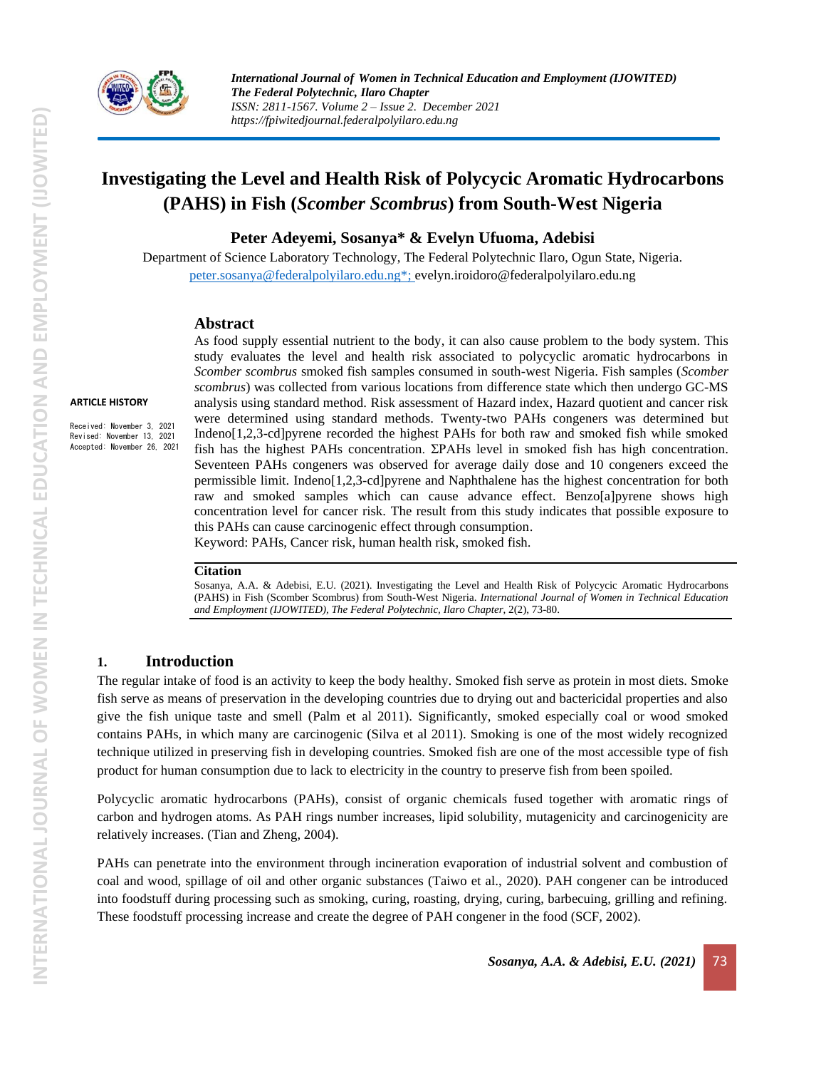# Investigating the Level and Health Risk of Polycycic Aromatic Hydrocarbons (PAHS) in Fish (*Scomber Scombrus*) from South-West Nigeria

**Peter Adeyemi, Sosanya* & Evelyn Ufuoma, Adebisi**

Department of Science Laboratory Technology, The Federal Polytechnic Ilaro, Ogun State, Nigeria.
peter.sosanya@federalpolyilaro.edu.ng*; evelyn.iroidoro@federalpolyilaro.edu.ng

**ARTICLE HISTORY**

Received: November 3, 2021
Revised: November 13, 2021
Accepted: November 26, 2021

## Abstract

As food supply essential nutrient to the body, it can also cause problem to the body system. This study evaluates the level and health risk associated to polycyclic aromatic hydrocarbons in *Scomber scombrus* smoked fish samples consumed in south-west Nigeria. Fish samples (*Scomber scombrus*) was collected from various locations from difference state which then undergo GC-MS analysis using standard method. Risk assessment of Hazard index, Hazard quotient and cancer risk were determined using standard methods. Twenty-two PAHs congeners was determined but Indeno[1,2,3-cd]pyrene recorded the highest PAHs for both raw and smoked fish while smoked fish has the highest PAHs concentration. ΣPAHs level in smoked fish has high concentration. Seventeen PAHs congeners was observed for average daily dose and 10 congeners exceed the permissible limit. Indeno[1,2,3-cd]pyrene and Naphthalene has the highest concentration for both raw and smoked samples which can cause advance effect. Benzo[a]pyrene shows high concentration level for cancer risk. The result from this study indicates that possible exposure to this PAHs can cause carcinogenic effect through consumption.

Keyword: PAHs, Cancer risk, human health risk, smoked fish.

**Citation**

Sosanya, A.A. & Adebisi, E.U. (2021). Investigating the Level and Health Risk of Polycyclic Aromatic Hydrocarbons (PAHS) in Fish (Scomber Scombrus) from South-West Nigeria. *International Journal of Women in Technical Education and Employment (IJOWITED), The Federal Polytechnic, Ilaro Chapter*, 2(2), 73-80.

## 1. Introduction

The regular intake of food is an activity to keep the body healthy. Smoked fish serve as protein in most diets. Smoke fish serve as means of preservation in the developing countries due to drying out and bactericidal properties and also give the fish unique taste and smell (Palm et al 2011). Significantly, smoked especially coal or wood smoked contains PAHs, in which many are carcinogenic (Silva et al 2011). Smoking is one of the most widely recognized technique utilized in preserving fish in developing countries. Smoked fish are one of the most accessible type of fish product for human consumption due to lack to electricity in the country to preserve fish from been spoiled.

Polycyclic aromatic hydrocarbons (PAHs), consist of organic chemicals fused together with aromatic rings of carbon and hydrogen atoms. As PAH rings number increases, lipid solubility, mutagenicity and carcinogenicity are relatively increases. (Tian and Zheng, 2004).

PAHs can penetrate into the environment through incineration evaporation of industrial solvent and combustion of coal and wood, spillage of oil and other organic substances (Taiwo et al., 2020). PAH congener can be introduced into foodstuff during processing such as smoking, curing, roasting, drying, curing, barbecuing, grilling and refining. These foodstuff processing increase and create the degree of PAH congener in the food (SCF, 2002).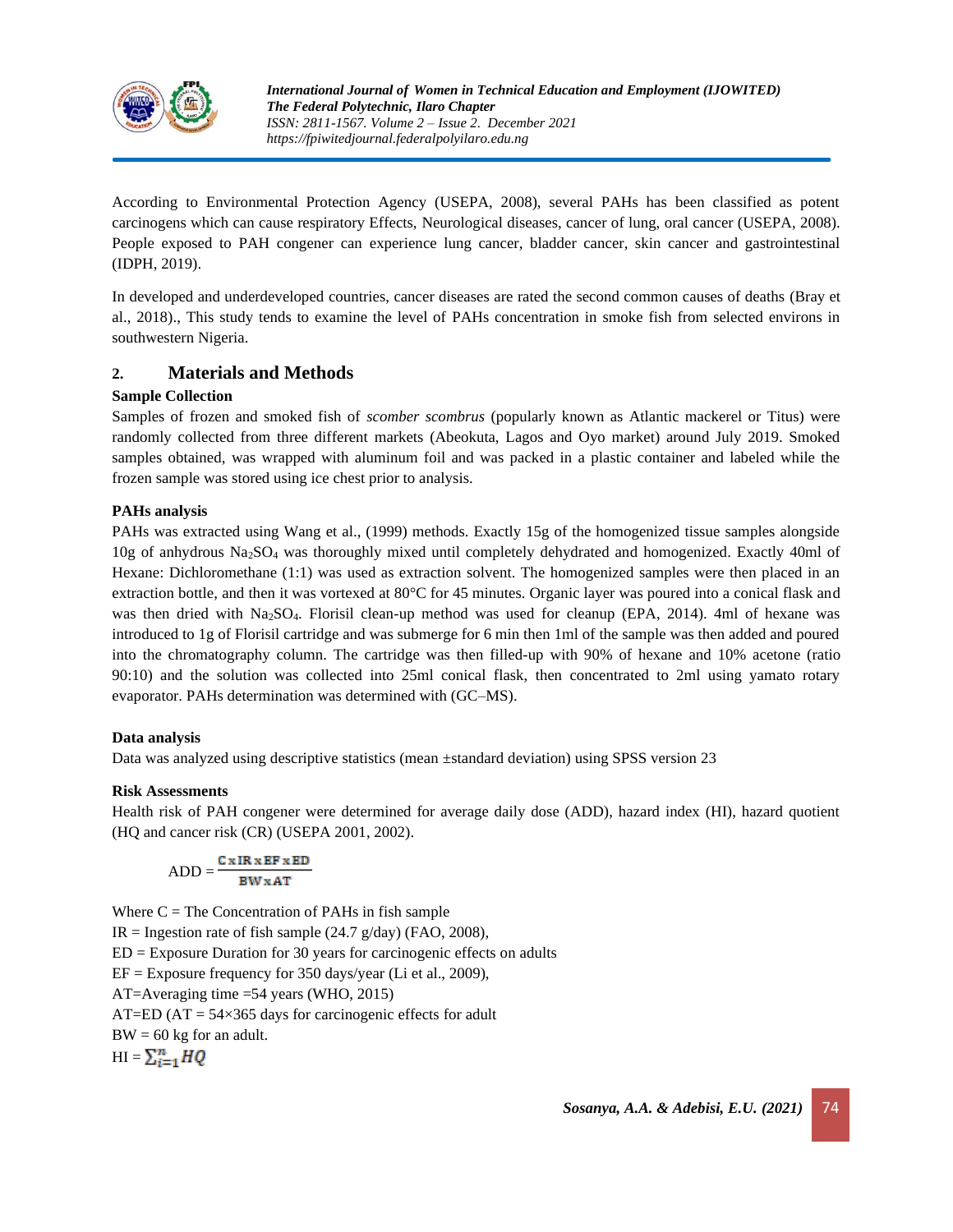According to Environmental Protection Agency (USEPA, 2008), several PAHs has been classified as potent carcinogens which can cause respiratory Effects, Neurological diseases, cancer of lung, oral cancer (USEPA, 2008). People exposed to PAH congener can experience lung cancer, bladder cancer, skin cancer and gastrointestinal (IDPH, 2019).

In developed and underdeveloped countries, cancer diseases are rated the second common causes of deaths (Bray et al., 2018)., This study tends to examine the level of PAHs concentration in smoke fish from selected environs in southwestern Nigeria.

## 2. Materials and Methods

### Sample Collection

Samples of frozen and smoked fish of *scomber scombrus* (popularly known as Atlantic mackerel or Titus) were randomly collected from three different markets (Abeokuta, Lagos and Oyo market) around July 2019. Smoked samples obtained, was wrapped with aluminum foil and was packed in a plastic container and labeled while the frozen sample was stored using ice chest prior to analysis.

### PAHs analysis

PAHs was extracted using Wang et al., (1999) methods. Exactly 15g of the homogenized tissue samples alongside 10g of anhydrous $Na_2SO_4$ was thoroughly mixed until completely dehydrated and homogenized. Exactly 40ml of Hexane: Dichloromethane (1:1) was used as extraction solvent. The homogenized samples were then placed in an extraction bottle, and then it was vortexed at 80°C for 45 minutes. Organic layer was poured into a conical flask and was then dried with $Na_2SO_4$. Florisil clean-up method was used for cleanup (EPA, 2014). 4ml of hexane was introduced to 1g of Florisil cartridge and was submerge for 6 min then 1ml of the sample was then added and poured into the chromatography column. The cartridge was then filled-up with 90% of hexane and 10% acetone (ratio 90:10) and the solution was collected into 25ml conical flask, then concentrated to 2ml using yamato rotary evaporator. PAHs determination was determined with (GC–MS).

### Data analysis

Data was analyzed using descriptive statistics (mean ±standard deviation) using SPSS version 23

### Risk Assessments

Health risk of PAH congener were determined for average daily dose (ADD), hazard index (HI), hazard quotient (HQ and cancer risk (CR) (USEPA 2001, 2002).

$$\text{ADD} = \frac{C \times IR \times EF \times ED}{BW \times AT}$$

Where C = The Concentration of PAHs in fish sample

IR = Ingestion rate of fish sample (24.7 g/day) (FAO, 2008),

ED = Exposure Duration for 30 years for carcinogenic effects on adults

EF = Exposure frequency for 350 days/year (Li et al., 2009),

AT=Averaging time =54 years (WHO, 2015)

AT=ED (AT = 54×365 days for carcinogenic effects for adult

BW = 60 kg for an adult.

$$\text{HI} = \sum_{i=1}^{n} HQ$$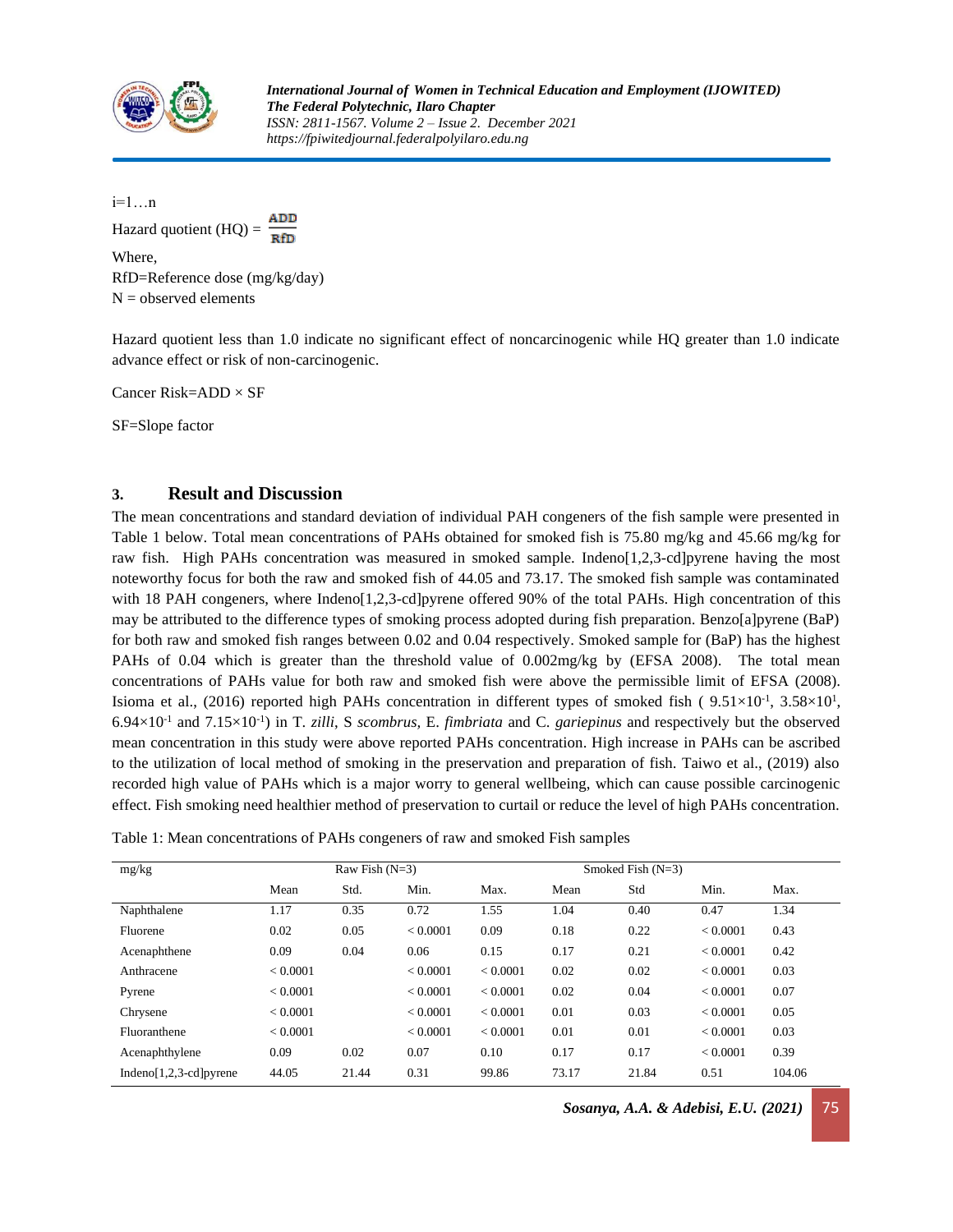i=1…n

Hazard quotient (HQ) = $\frac{ADD}{RfD}$

Where,
RfD=Reference dose (mg/kg/day)
N = observed elements

Hazard quotient less than 1.0 indicate no significant effect of noncarcinogenic while HQ greater than 1.0 indicate advance effect or risk of non-carcinogenic.

Cancer Risk=ADD × SF

SF=Slope factor

## 3. Result and Discussion

The mean concentrations and standard deviation of individual PAH congeners of the fish sample were presented in Table 1 below. Total mean concentrations of PAHs obtained for smoked fish is 75.80 mg/kg and 45.66 mg/kg for raw fish. High PAHs concentration was measured in smoked sample. Indeno[1,2,3-cd]pyrene having the most noteworthy focus for both the raw and smoked fish of 44.05 and 73.17. The smoked fish sample was contaminated with 18 PAH congeners, where Indeno[1,2,3-cd]pyrene offered 90% of the total PAHs. High concentration of this may be attributed to the difference types of smoking process adopted during fish preparation. Benzo[a]pyrene (BaP) for both raw and smoked fish ranges between 0.02 and 0.04 respectively. Smoked sample for (BaP) has the highest PAHs of 0.04 which is greater than the threshold value of 0.002mg/kg by (EFSA 2008). The total mean concentrations of PAHs value for both raw and smoked fish were above the permissible limit of EFSA (2008). Isioma et al., (2016) reported high PAHs concentration in different types of smoked fish ( $9.51×10^{-1}$, $3.58×10^{1}$, $6.94×10^{-1}$ and $7.15×10^{-1}$) in T. *zilli*, S *scombrus,* E. *fimbriata* and C. *gariepinus* and respectively but the observed mean concentration in this study were above reported PAHs concentration. High increase in PAHs can be ascribed to the utilization of local method of smoking in the preservation and preparation of fish. Taiwo et al., (2019) also recorded high value of PAHs which is a major worry to general wellbeing, which can cause possible carcinogenic effect. Fish smoking need healthier method of preservation to curtail or reduce the level of high PAHs concentration.

Table 1: Mean concentrations of PAHs congeners of raw and smoked Fish samples

| mg/kg | Raw Fish (N=3) | | | | Smoked Fish (N=3) | | | |
|---|---|---|---|---|---|---|---|---|
| | Mean | Std. | Min. | Max. | Mean | Std | Min. | Max. |
| Naphthalene | 1.17 | 0.35 | 0.72 | 1.55 | 1.04 | 0.40 | 0.47 | 1.34 |
| Fluorene | 0.02 | 0.05 | < 0.0001 | 0.09 | 0.18 | 0.22 | < 0.0001 | 0.43 |
| Acenaphthene | 0.09 | 0.04 | 0.06 | 0.15 | 0.17 | 0.21 | < 0.0001 | 0.42 |
| Anthracene | < 0.0001 | | < 0.0001 | < 0.0001 | 0.02 | 0.02 | < 0.0001 | 0.03 |
| Pyrene | < 0.0001 | | < 0.0001 | < 0.0001 | 0.02 | 0.04 | < 0.0001 | 0.07 |
| Chrysene | < 0.0001 | | < 0.0001 | < 0.0001 | 0.01 | 0.03 | < 0.0001 | 0.05 |
| Fluoranthene | < 0.0001 | | < 0.0001 | < 0.0001 | 0.01 | 0.01 | < 0.0001 | 0.03 |
| Acenaphthylene | 0.09 | 0.02 | 0.07 | 0.10 | 0.17 | 0.17 | < 0.0001 | 0.39 |
| Indeno[1,2,3-cd]pyrene | 44.05 | 21.44 | 0.31 | 99.86 | 73.17 | 21.84 | 0.51 | 104.06 |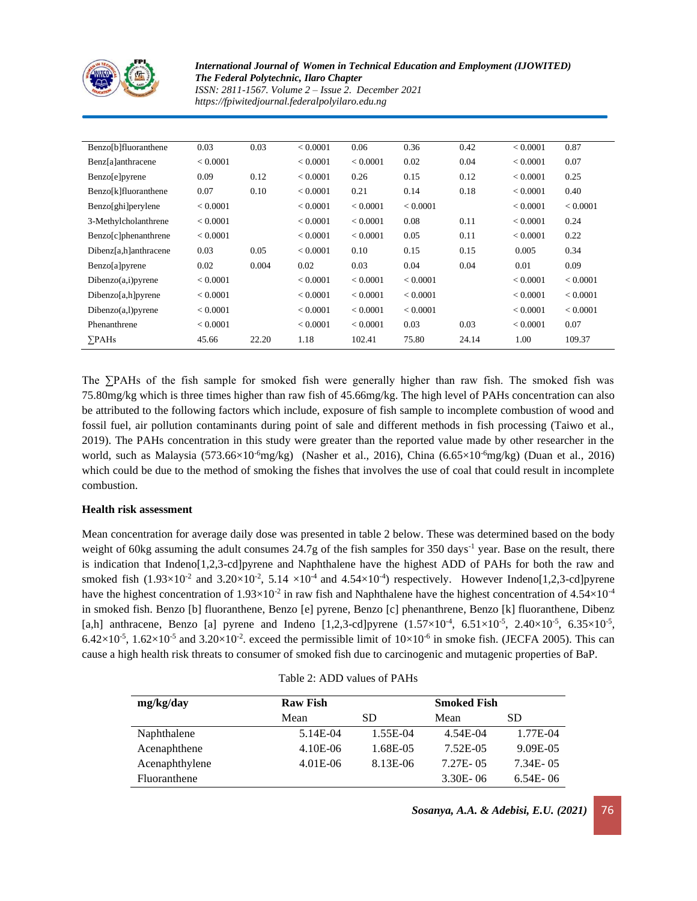| | | | | | | | | |
|---|---|---|---|---|---|---|---|---|
| Benzo[b]fluoranthene | 0.03 | 0.03 | < 0.0001 | 0.06 | 0.36 | 0.42 | < 0.0001 | 0.87 |
| Benz[a]anthracene | < 0.0001 | | < 0.0001 | < 0.0001 | 0.02 | 0.04 | < 0.0001 | 0.07 |
| Benzo[e]pyrene | 0.09 | 0.12 | < 0.0001 | 0.26 | 0.15 | 0.12 | < 0.0001 | 0.25 |
| Benzo[k]fluoranthene | 0.07 | 0.10 | < 0.0001 | 0.21 | 0.14 | 0.18 | < 0.0001 | 0.40 |
| Benzo[ghi]perylene | < 0.0001 | | < 0.0001 | < 0.0001 | < 0.0001 | | < 0.0001 | < 0.0001 |
| 3-Methylcholanthrene | < 0.0001 | | < 0.0001 | < 0.0001 | 0.08 | 0.11 | < 0.0001 | 0.24 |
| Benzo[c]phenanthrene | < 0.0001 | | < 0.0001 | < 0.0001 | 0.05 | 0.11 | < 0.0001 | 0.22 |
| Dibenz[a,h]anthracene | 0.03 | 0.05 | < 0.0001 | 0.10 | 0.15 | 0.15 | 0.005 | 0.34 |
| Benzo[a]pyrene | 0.02 | 0.004 | 0.02 | 0.03 | 0.04 | 0.04 | 0.01 | 0.09 |
| Dibenzo(a,i)pyrene | < 0.0001 | | < 0.0001 | < 0.0001 | < 0.0001 | | < 0.0001 | < 0.0001 |
| Dibenzo[a,h]pyrene | < 0.0001 | | < 0.0001 | < 0.0001 | < 0.0001 | | < 0.0001 | < 0.0001 |
| Dibenzo(a,l)pyrene | < 0.0001 | | < 0.0001 | < 0.0001 | < 0.0001 | | < 0.0001 | < 0.0001 |
| Phenanthrene | < 0.0001 | | < 0.0001 | < 0.0001 | 0.03 | 0.03 | < 0.0001 | 0.07 |
| ∑PAHs | 45.66 | 22.20 | 1.18 | 102.41 | 75.80 | 24.14 | 1.00 | 109.37 |

The ∑PAHs of the fish sample for smoked fish were generally higher than raw fish. The smoked fish was 75.80mg/kg which is three times higher than raw fish of 45.66mg/kg. The high level of PAHs concentration can also be attributed to the following factors which include, exposure of fish sample to incomplete combustion of wood and fossil fuel, air pollution contaminants during point of sale and different methods in fish processing (Taiwo et al., 2019). The PAHs concentration in this study were greater than the reported value made by other researcher in the world, such as Malaysia ($573.66\times10^{-6}$mg/kg) (Nasher et al., 2016), China ($6.65\times10^{-6}$mg/kg) (Duan et al., 2016) which could be due to the method of smoking the fishes that involves the use of coal that could result in incomplete combustion.

**Health risk assessment**

Mean concentration for average daily dose was presented in table 2 below. These was determined based on the body weight of 60kg assuming the adult consumes 24.7g of the fish samples for 350 days$^{-1}$ year. Base on the result, there is indication that Indeno[1,2,3-cd]pyrene and Naphthalene have the highest ADD of PAHs for both the raw and smoked fish ($1.93\times10^{-2}$ and $3.20\times10^{-2}$, $5.14\times10^{-4}$ and $4.54\times10^{-4}$) respectively. However Indeno[1,2,3-cd]pyrene have the highest concentration of $1.93\times10^{-2}$ in raw fish and Naphthalene have the highest concentration of $4.54\times10^{-4}$ in smoked fish. Benzo [b] fluoranthene, Benzo [e] pyrene, Benzo [c] phenanthrene, Benzo [k] fluoranthene, Dibenz [a,h] anthracene, Benzo [a] pyrene and Indeno [1,2,3-cd]pyrene ($1.57\times10^{-4}$, $6.51\times10^{-5}$, $2.40\times10^{-5}$, $6.35\times10^{-5}$, $6.42\times10^{-5}$, $1.62\times10^{-5}$ and $3.20\times10^{-2}$. exceed the permissible limit of $10\times10^{-6}$ in smoke fish. (JECFA 2005). This can cause a high health risk threats to consumer of smoked fish due to carcinogenic and mutagenic properties of BaP.

Table 2: ADD values of PAHs

| mg/kg/day | Raw Fish | | Smoked Fish | |
|---|---|---|---|---|
| | Mean | SD | Mean | SD |
| Naphthalene | 5.14E-04 | 1.55E-04 | 4.54E-04 | 1.77E-04 |
| Acenaphthene | 4.10E-06 | 1.68E-05 | 7.52E-05 | 9.09E-05 |
| Acenaphthylene | 4.01E-06 | 8.13E-06 | 7.27E- 05 | 7.34E- 05 |
| Fluoranthene | | | 3.30E- 06 | 6.54E- 06 |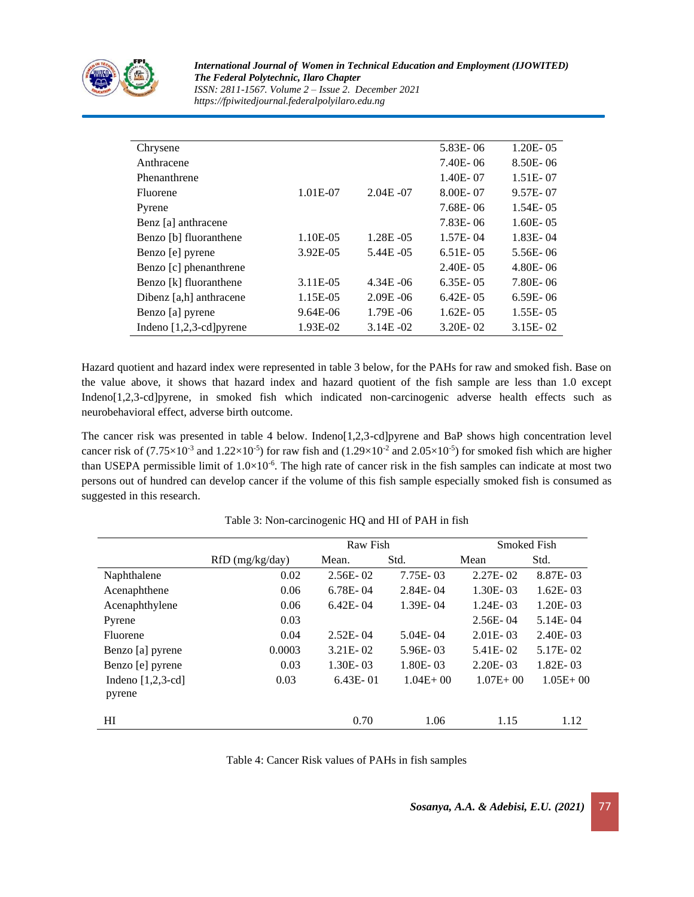| | | | | |
|---|---|---|---|---|
| Chrysene | | | 5.83E- 06 | 1.20E- 05 |
| Anthracene | | | 7.40E- 06 | 8.50E- 06 |
| Phenanthrene | | | 1.40E- 07 | 1.51E- 07 |
| Fluorene | 1.01E-07 | 2.04E -07 | 8.00E- 07 | 9.57E- 07 |
| Pyrene | | | 7.68E- 06 | 1.54E- 05 |
| Benz [a] anthracene | | | 7.83E- 06 | 1.60E- 05 |
| Benzo [b] fluoranthene | 1.10E-05 | 1.28E -05 | 1.57E- 04 | 1.83E- 04 |
| Benzo [e] pyrene | 3.92E-05 | 5.44E -05 | 6.51E- 05 | 5.56E- 06 |
| Benzo [c] phenanthrene | | | 2.40E- 05 | 4.80E- 06 |
| Benzo [k] fluoranthene | 3.11E-05 | 4.34E -06 | 6.35E- 05 | 7.80E- 06 |
| Dibenz [a,h] anthracene | 1.15E-05 | 2.09E -06 | 6.42E- 05 | 6.59E- 06 |
| Benzo [a] pyrene | 9.64E-06 | 1.79E -06 | 1.62E- 05 | 1.55E- 05 |
| Indeno [1,2,3-cd]pyrene | 1.93E-02 | 3.14E -02 | 3.20E- 02 | 3.15E- 02 |

Hazard quotient and hazard index were represented in table 3 below, for the PAHs for raw and smoked fish. Base on the value above, it shows that hazard index and hazard quotient of the fish sample are less than 1.0 except Indeno[1,2,3-cd]pyrene, in smoked fish which indicated non-carcinogenic adverse health effects such as neurobehavioral effect, adverse birth outcome.

The cancer risk was presented in table 4 below. Indeno[1,2,3-cd]pyrene and BaP shows high concentration level cancer risk of ($7.75\times10^{-3}$ and $1.22\times10^{-5}$) for raw fish and ($1.29\times10^{-2}$ and $2.05\times10^{-5}$) for smoked fish which are higher than USEPA permissible limit of $1.0\times10^{-6}$. The high rate of cancer risk in the fish samples can indicate at most two persons out of hundred can develop cancer if the volume of this fish sample especially smoked fish is consumed as suggested in this research.

Table 3: Non-carcinogenic HQ and HI of PAH in fish

| | | Raw Fish | | Smoked Fish | |
|---|---|---|---|---|---|
| | RfD (mg/kg/day) | Mean. | Std. | Mean | Std. |
| Naphthalene | 0.02 | 2.56E- 02 | 7.75E- 03 | 2.27E- 02 | 8.87E- 03 |
| Acenaphthene | 0.06 | 6.78E- 04 | 2.84E- 04 | 1.30E- 03 | 1.62E- 03 |
| Acenaphthylene | 0.06 | 6.42E- 04 | 1.39E- 04 | 1.24E- 03 | 1.20E- 03 |
| Pyrene | 0.03 | | | 2.56E- 04 | 5.14E- 04 |
| Fluorene | 0.04 | 2.52E- 04 | 5.04E- 04 | 2.01E- 03 | 2.40E- 03 |
| Benzo [a] pyrene | 0.0003 | 3.21E- 02 | 5.96E- 03 | 5.41E- 02 | 5.17E- 02 |
| Benzo [e] pyrene | 0.03 | 1.30E- 03 | 1.80E- 03 | 2.20E- 03 | 1.82E- 03 |
| Indeno [1,2,3-cd] pyrene | 0.03 | 6.43E- 01 | 1.04E+ 00 | 1.07E+ 00 | 1.05E+ 00 |
| HI | | 0.70 | 1.06 | 1.15 | 1.12 |

Table 4: Cancer Risk values of PAHs in fish samples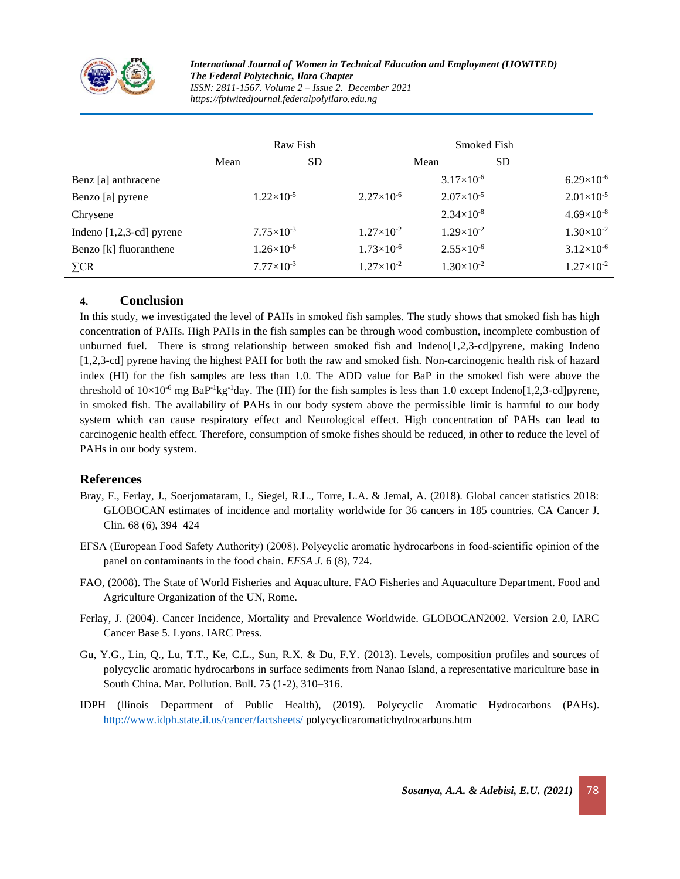| | Raw Fish | | Smoked Fish | |
|---|---|---|---|---|
| | Mean | SD | Mean | SD |
| Benz [a] anthracene | | | $3.17\times10^{-6}$ | $6.29\times10^{-6}$ |
| Benzo [a] pyrene | $1.22\times10^{-5}$ | $2.27\times10^{-6}$ | $2.07\times10^{-5}$ | $2.01\times10^{-5}$ |
| Chrysene | | | $2.34\times10^{-8}$ | $4.69\times10^{-8}$ |
| Indeno [1,2,3-cd] pyrene | $7.75\times10^{-3}$ | $1.27\times10^{-2}$ | $1.29\times10^{-2}$ | $1.30\times10^{-2}$ |
| Benzo [k] fluoranthene | $1.26\times10^{-6}$ | $1.73\times10^{-6}$ | $2.55\times10^{-6}$ | $3.12\times10^{-6}$ |
| ∑CR | $7.77\times10^{-3}$ | $1.27\times10^{-2}$ | $1.30\times10^{-2}$ | $1.27\times10^{-2}$ |

## 4. Conclusion

In this study, we investigated the level of PAHs in smoked fish samples. The study shows that smoked fish has high concentration of PAHs. High PAHs in the fish samples can be through wood combustion, incomplete combustion of unburned fuel. There is strong relationship between smoked fish and Indeno[1,2,3-cd]pyrene, making Indeno [1,2,3-cd] pyrene having the highest PAH for both the raw and smoked fish. Non-carcinogenic health risk of hazard index (HI) for the fish samples are less than 1.0. The ADD value for BaP in the smoked fish were above the threshold of $10\times10^{-6}$ mg $BaP^{-1}kg^{-1}day$. The (HI) for the fish samples is less than 1.0 except Indeno[1,2,3-cd]pyrene, in smoked fish. The availability of PAHs in our body system above the permissible limit is harmful to our body system which can cause respiratory effect and Neurological effect. High concentration of PAHs can lead to carcinogenic health effect. Therefore, consumption of smoke fishes should be reduced, in other to reduce the level of PAHs in our body system.

## References

Bray, F., Ferlay, J., Soerjomataram, I., Siegel, R.L., Torre, L.A. & Jemal, A. (2018). Global cancer statistics 2018: GLOBOCAN estimates of incidence and mortality worldwide for 36 cancers in 185 countries. CA Cancer J. Clin. 68 (6), 394–424

EFSA (European Food Safety Authority) (2008). Polycyclic aromatic hydrocarbons in food-scientific opinion of the panel on contaminants in the food chain. *EFSA J*. 6 (8), 724.

FAO, (2008). The State of World Fisheries and Aquaculture. FAO Fisheries and Aquaculture Department. Food and Agriculture Organization of the UN, Rome.

Ferlay, J. (2004). Cancer Incidence, Mortality and Prevalence Worldwide. GLOBOCAN2002. Version 2.0, IARC Cancer Base 5. Lyons. IARC Press.

Gu, Y.G., Lin, Q., Lu, T.T., Ke, C.L., Sun, R.X. & Du, F.Y. (2013). Levels, composition profiles and sources of polycyclic aromatic hydrocarbons in surface sediments from Nanao Island, a representative mariculture base in South China. Mar. Pollution. Bull. 75 (1-2), 310–316.

IDPH (llinois Department of Public Health), (2019). Polycyclic Aromatic Hydrocarbons (PAHs). http://www.idph.state.il.us/cancer/factsheets/ polycyclicaromatichydrocarbons.htm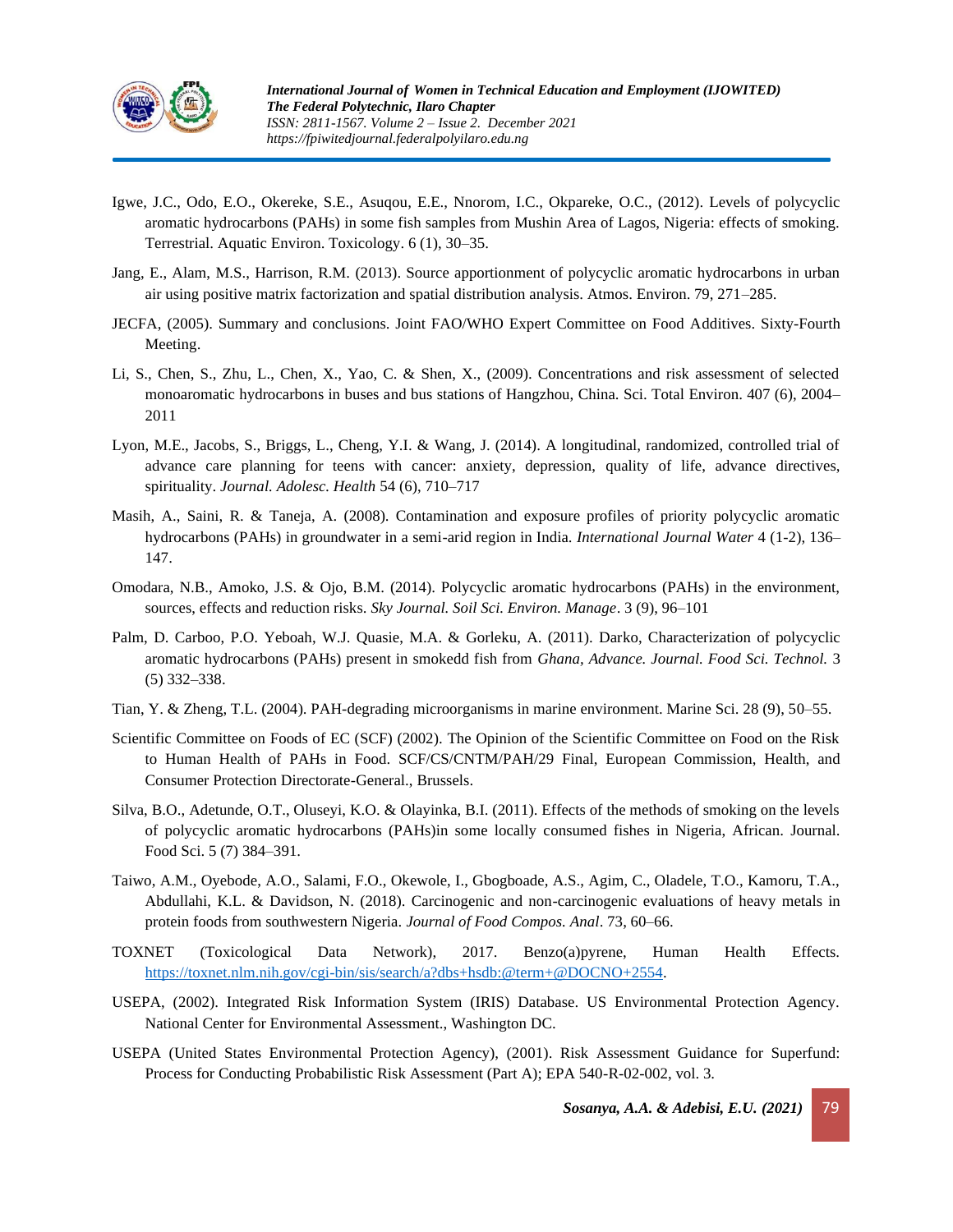Igwe, J.C., Odo, E.O., Okereke, S.E., Asuqou, E.E., Nnorom, I.C., Okpareke, O.C., (2012). Levels of polycyclic aromatic hydrocarbons (PAHs) in some fish samples from Mushin Area of Lagos, Nigeria: effects of smoking. Terrestrial. Aquatic Environ. Toxicology. 6 (1), 30–35.

Jang, E., Alam, M.S., Harrison, R.M. (2013). Source apportionment of polycyclic aromatic hydrocarbons in urban air using positive matrix factorization and spatial distribution analysis. Atmos. Environ. 79, 271–285.

JECFA, (2005). Summary and conclusions. Joint FAO/WHO Expert Committee on Food Additives. Sixty-Fourth Meeting.

Li, S., Chen, S., Zhu, L., Chen, X., Yao, C. & Shen, X., (2009). Concentrations and risk assessment of selected monoaromatic hydrocarbons in buses and bus stations of Hangzhou, China. Sci. Total Environ. 407 (6), 2004–2011

Lyon, M.E., Jacobs, S., Briggs, L., Cheng, Y.I. & Wang, J. (2014). A longitudinal, randomized, controlled trial of advance care planning for teens with cancer: anxiety, depression, quality of life, advance directives, spirituality. *Journal. Adolesc. Health* 54 (6), 710–717

Masih, A., Saini, R. & Taneja, A. (2008). Contamination and exposure profiles of priority polycyclic aromatic hydrocarbons (PAHs) in groundwater in a semi-arid region in India. *International Journal Water* 4 (1-2), 136–147.

Omodara, N.B., Amoko, J.S. & Ojo, B.M. (2014). Polycyclic aromatic hydrocarbons (PAHs) in the environment, sources, effects and reduction risks. *Sky Journal. Soil Sci. Environ. Manage*. 3 (9), 96–101

Palm, D. Carboo, P.O. Yeboah, W.J. Quasie, M.A. & Gorleku, A. (2011). Darko, Characterization of polycyclic aromatic hydrocarbons (PAHs) present in smokedd fish from *Ghana, Advance. Journal. Food Sci. Technol.* 3 (5) 332–338.

Tian, Y. & Zheng, T.L. (2004). PAH-degrading microorganisms in marine environment. Marine Sci. 28 (9), 50–55.

Scientific Committee on Foods of EC (SCF) (2002). The Opinion of the Scientific Committee on Food on the Risk to Human Health of PAHs in Food. SCF/CS/CNTM/PAH/29 Final, European Commission, Health, and Consumer Protection Directorate-General., Brussels.

Silva, B.O., Adetunde, O.T., Oluseyi, K.O. & Olayinka, B.I. (2011). Effects of the methods of smoking on the levels of polycyclic aromatic hydrocarbons (PAHs)in some locally consumed fishes in Nigeria, African. Journal. Food Sci. 5 (7) 384–391.

Taiwo, A.M., Oyebode, A.O., Salami, F.O., Okewole, I., Gbogboade, A.S., Agim, C., Oladele, T.O., Kamoru, T.A., Abdullahi, K.L. & Davidson, N. (2018). Carcinogenic and non-carcinogenic evaluations of heavy metals in protein foods from southwestern Nigeria. *Journal of Food Compos. Anal*. 73, 60–66.

TOXNET (Toxicological Data Network), 2017. Benzo(a)pyrene, Human Health Effects. https://toxnet.nlm.nih.gov/cgi-bin/sis/search/a?dbs+hsdb:@term+@DOCNO+2554.

USEPA, (2002). Integrated Risk Information System (IRIS) Database. US Environmental Protection Agency. National Center for Environmental Assessment., Washington DC.

USEPA (United States Environmental Protection Agency), (2001). Risk Assessment Guidance for Superfund: Process for Conducting Probabilistic Risk Assessment (Part A); EPA 540-R-02-002, vol. 3.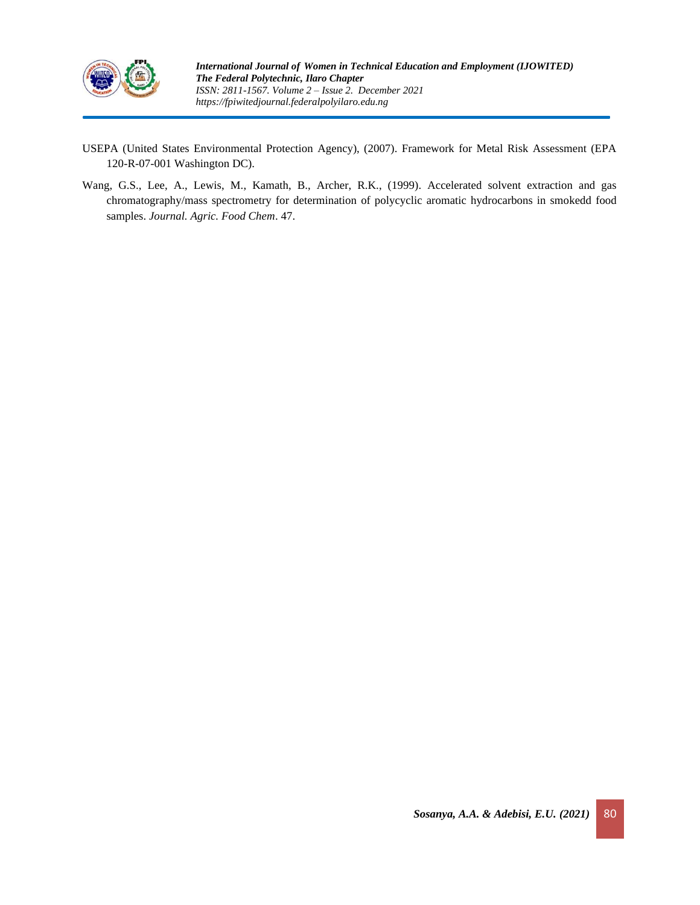USEPA (United States Environmental Protection Agency), (2007). Framework for Metal Risk Assessment (EPA 120-R-07-001 Washington DC).

Wang, G.S., Lee, A., Lewis, M., Kamath, B., Archer, R.K., (1999). Accelerated solvent extraction and gas chromatography/mass spectrometry for determination of polycyclic aromatic hydrocarbons in smokedd food samples. *Journal. Agric. Food Chem*. 47.